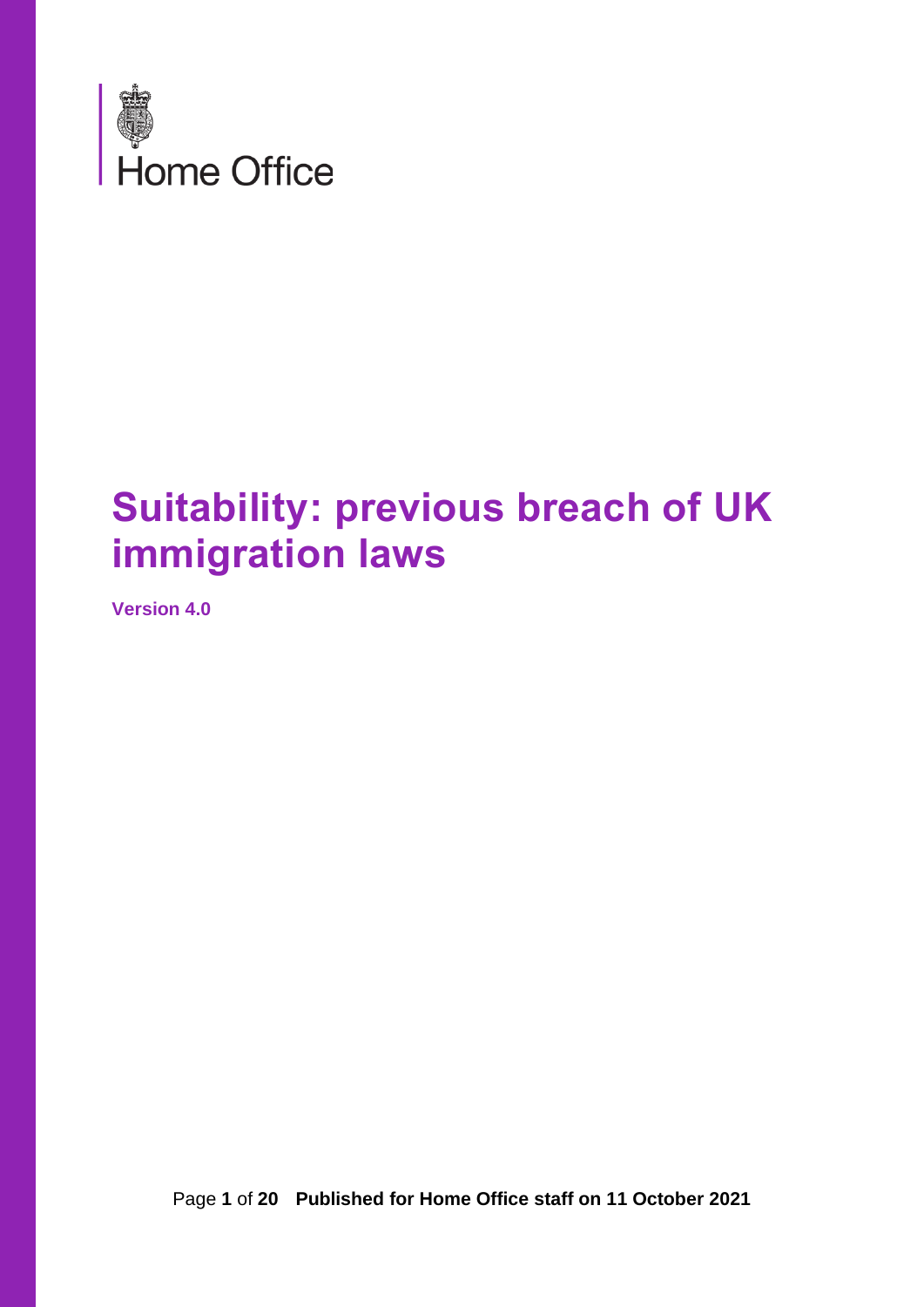Home Office

# Suitability: previous breach of UK immigration laws

**Version 4.0**

**Published for Home Office staff on 11 October 2021**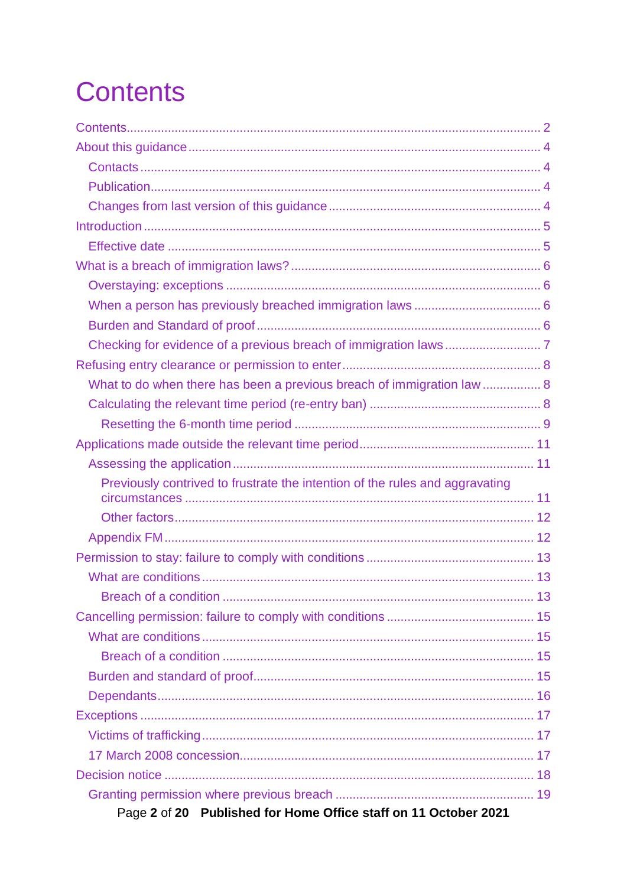# Contents

- Contents ..... 2
- About this guidance ..... 4
  - Contacts ..... 4
  - Publication ..... 4
  - Changes from last version of this guidance ..... 4
- Introduction ..... 5
  - Effective date ..... 5
- What is a breach of immigration laws? ..... 6
  - Overstaying: exceptions ..... 6
  - When a person has previously breached immigration laws ..... 6
  - Burden and Standard of proof ..... 6
  - Checking for evidence of a previous breach of immigration laws ..... 7
- Refusing entry clearance or permission to enter ..... 8
  - What to do when there has been a previous breach of immigration law ..... 8
  - Calculating the relevant time period (re-entry ban) ..... 8
    - Resetting the 6-month time period ..... 9
- Applications made outside the relevant time period ..... 11
  - Assessing the application ..... 11
    - Previously contrived to frustrate the intention of the rules and aggravating circumstances ..... 11
    - Other factors ..... 12
  - Appendix FM ..... 12
- Permission to stay: failure to comply with conditions ..... 13
  - What are conditions ..... 13
    - Breach of a condition ..... 13
- Cancelling permission: failure to comply with conditions ..... 15
  - What are conditions ..... 15
    - Breach of a condition ..... 15
  - Burden and standard of proof ..... 15
  - Dependants ..... 16
- Exceptions ..... 17
  - Victims of trafficking ..... 17
  - 17 March 2008 concession ..... 17
- Decision notice ..... 18
  - Granting permission where previous breach ..... 19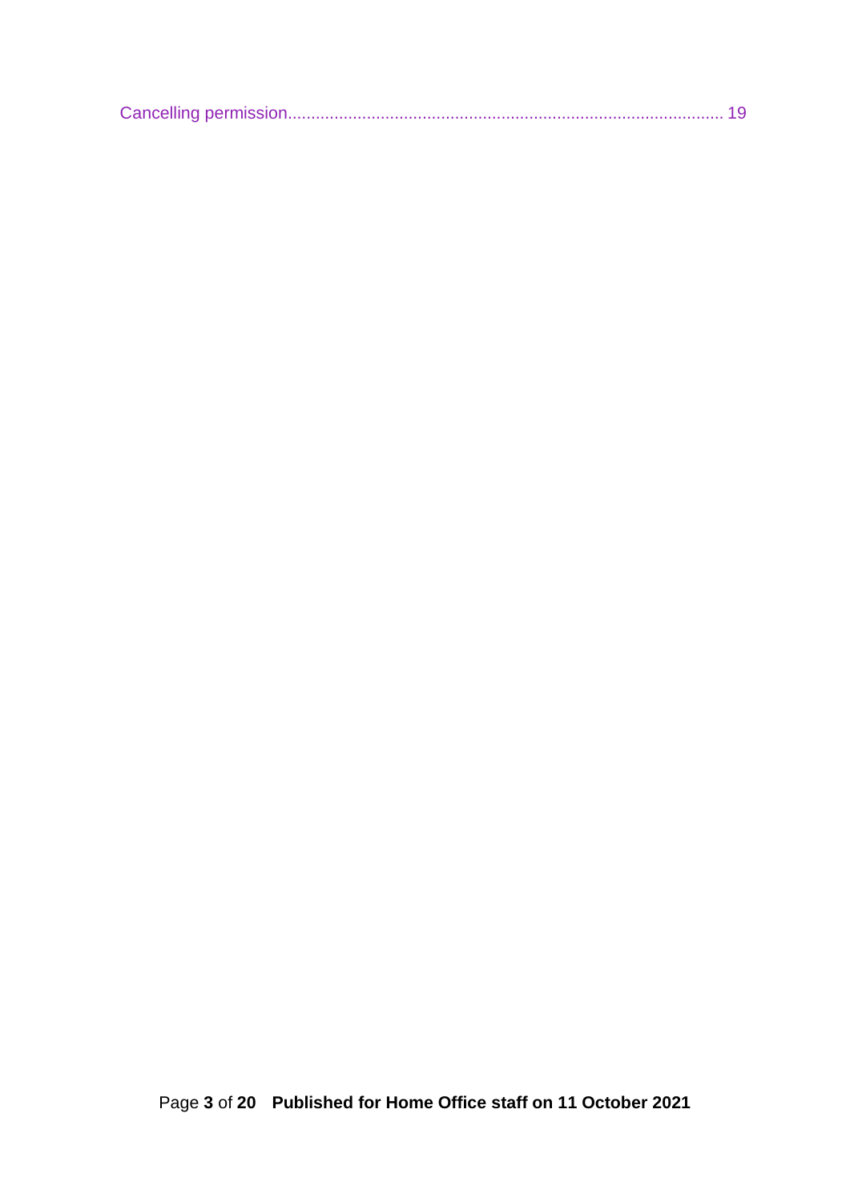Cancelling permission............................................................................................ 19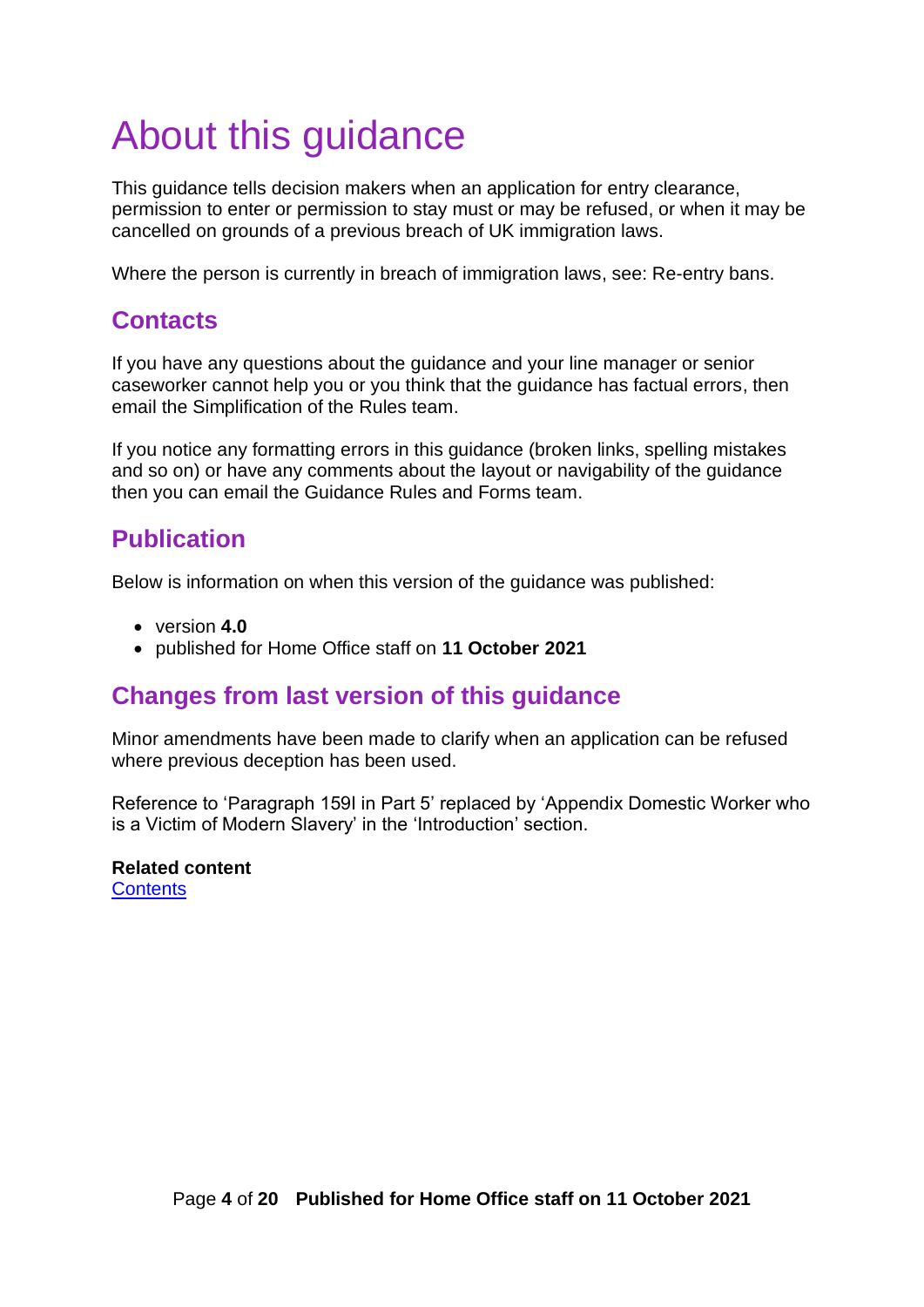# About this guidance

This guidance tells decision makers when an application for entry clearance, permission to enter or permission to stay must or may be refused, or when it may be cancelled on grounds of a previous breach of UK immigration laws.

Where the person is currently in breach of immigration laws, see: Re-entry bans.

## Contacts

If you have any questions about the guidance and your line manager or senior caseworker cannot help you or you think that the guidance has factual errors, then email the Simplification of the Rules team.

If you notice any formatting errors in this guidance (broken links, spelling mistakes and so on) or have any comments about the layout or navigability of the guidance then you can email the Guidance Rules and Forms team.

## Publication

Below is information on when this version of the guidance was published:

- version **4.0**
- published for Home Office staff on **11 October 2021**

## Changes from last version of this guidance

Minor amendments have been made to clarify when an application can be refused where previous deception has been used.

Reference to 'Paragraph 159I in Part 5' replaced by 'Appendix Domestic Worker who is a Victim of Modern Slavery' in the 'Introduction' section.

**Related content**
Contents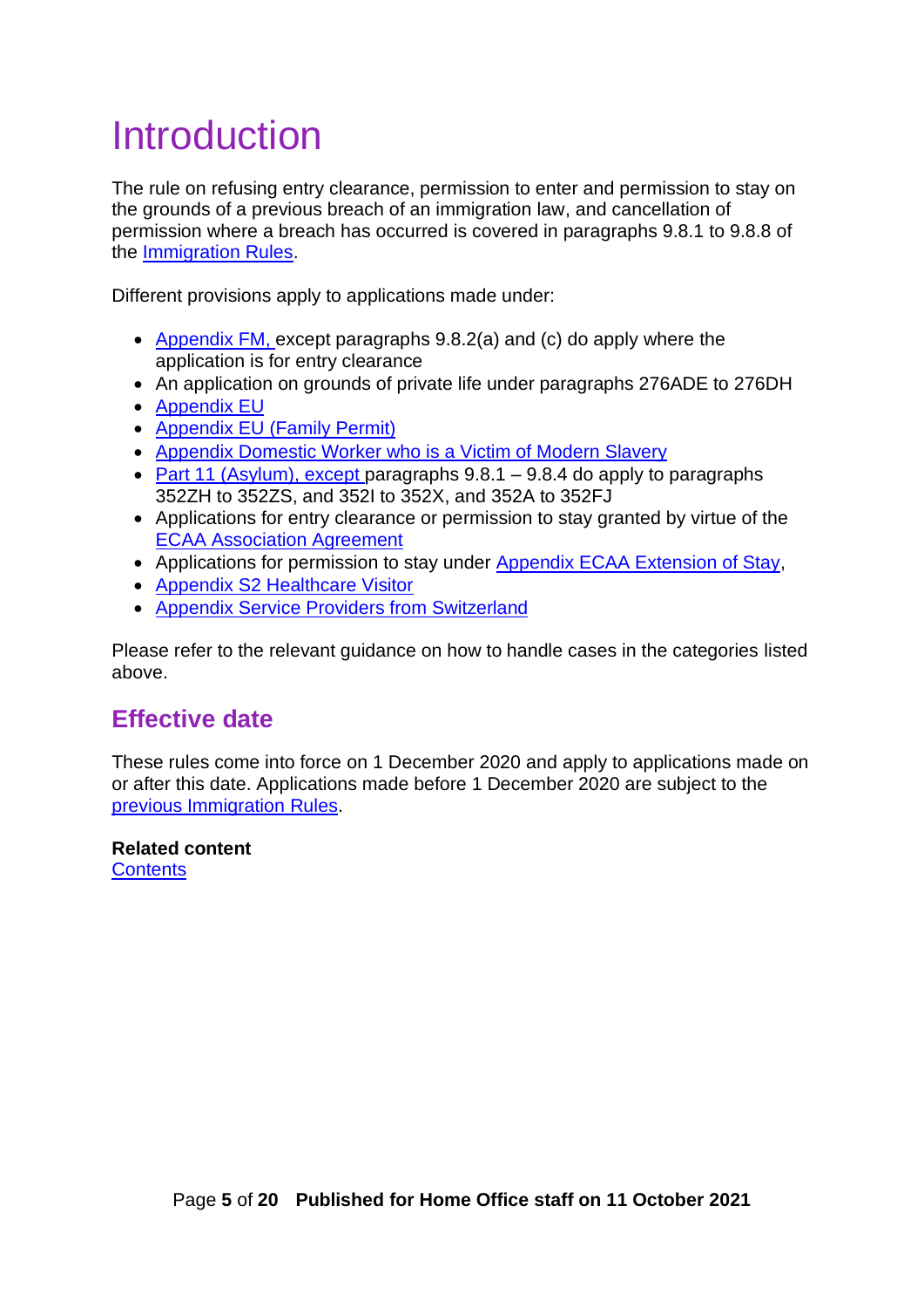# Introduction

The rule on refusing entry clearance, permission to enter and permission to stay on the grounds of a previous breach of an immigration law, and cancellation of permission where a breach has occurred is covered in paragraphs 9.8.1 to 9.8.8 of the Immigration Rules.

Different provisions apply to applications made under:

- Appendix FM, except paragraphs 9.8.2(a) and (c) do apply where the application is for entry clearance
- An application on grounds of private life under paragraphs 276ADE to 276DH
- Appendix EU
- Appendix EU (Family Permit)
- Appendix Domestic Worker who is a Victim of Modern Slavery
- Part 11 (Asylum), except paragraphs 9.8.1 – 9.8.4 do apply to paragraphs 352ZH to 352ZS, and 352I to 352X, and 352A to 352FJ
- Applications for entry clearance or permission to stay granted by virtue of the ECAA Association Agreement
- Applications for permission to stay under Appendix ECAA Extension of Stay,
- Appendix S2 Healthcare Visitor
- Appendix Service Providers from Switzerland

Please refer to the relevant guidance on how to handle cases in the categories listed above.

## Effective date

These rules come into force on 1 December 2020 and apply to applications made on or after this date. Applications made before 1 December 2020 are subject to the previous Immigration Rules.

**Related content**
Contents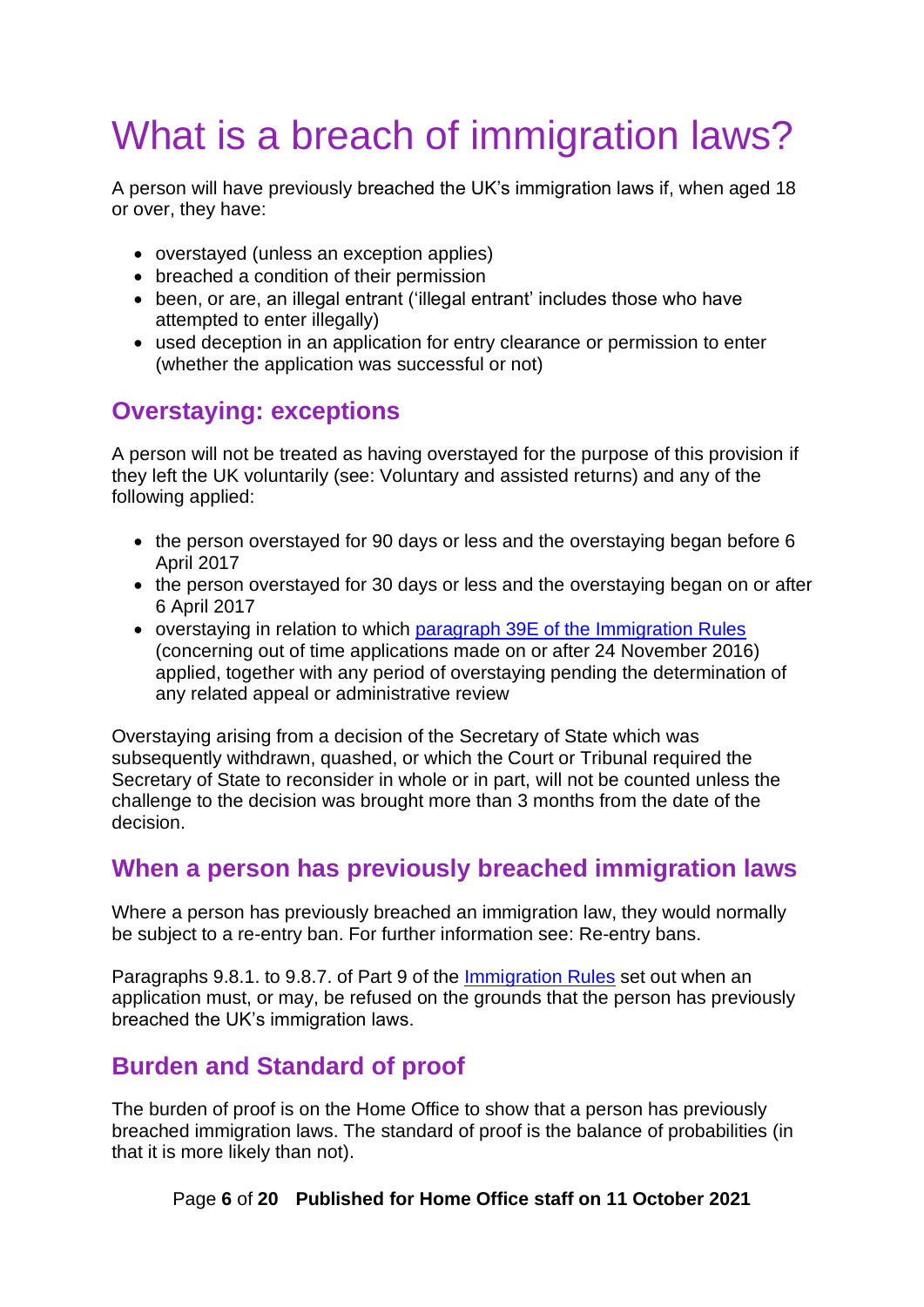# What is a breach of immigration laws?

A person will have previously breached the UK's immigration laws if, when aged 18 or over, they have:

- overstayed (unless an exception applies)
- breached a condition of their permission
- been, or are, an illegal entrant ('illegal entrant' includes those who have attempted to enter illegally)
- used deception in an application for entry clearance or permission to enter (whether the application was successful or not)

## Overstaying: exceptions

A person will not be treated as having overstayed for the purpose of this provision if they left the UK voluntarily (see: Voluntary and assisted returns) and any of the following applied:

- the person overstayed for 90 days or less and the overstaying began before 6 April 2017
- the person overstayed for 30 days or less and the overstaying began on or after 6 April 2017
- overstaying in relation to which [paragraph 39E of the Immigration Rules](#) (concerning out of time applications made on or after 24 November 2016) applied, together with any period of overstaying pending the determination of any related appeal or administrative review

Overstaying arising from a decision of the Secretary of State which was subsequently withdrawn, quashed, or which the Court or Tribunal required the Secretary of State to reconsider in whole or in part, will not be counted unless the challenge to the decision was brought more than 3 months from the date of the decision.

## When a person has previously breached immigration laws

Where a person has previously breached an immigration law, they would normally be subject to a re-entry ban. For further information see: Re-entry bans.

Paragraphs 9.8.1. to 9.8.7. of Part 9 of the [Immigration Rules](#) set out when an application must, or may, be refused on the grounds that the person has previously breached the UK's immigration laws.

## Burden and Standard of proof

The burden of proof is on the Home Office to show that a person has previously breached immigration laws. The standard of proof is the balance of probabilities (in that it is more likely than not).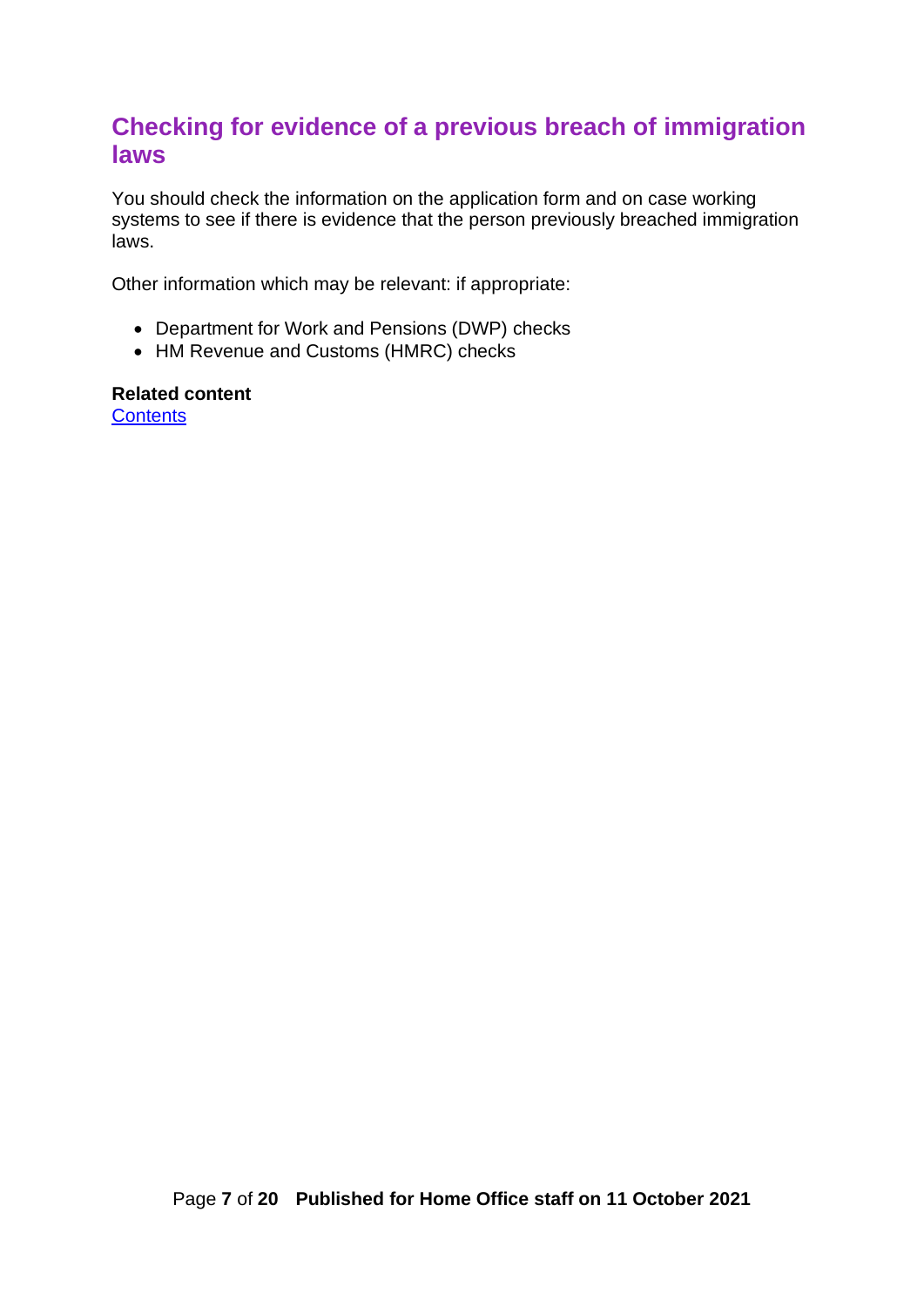## Checking for evidence of a previous breach of immigration laws

You should check the information on the application form and on case working systems to see if there is evidence that the person previously breached immigration laws.

Other information which may be relevant: if appropriate:

- Department for Work and Pensions (DWP) checks
- HM Revenue and Customs (HMRC) checks

**Related content**
Contents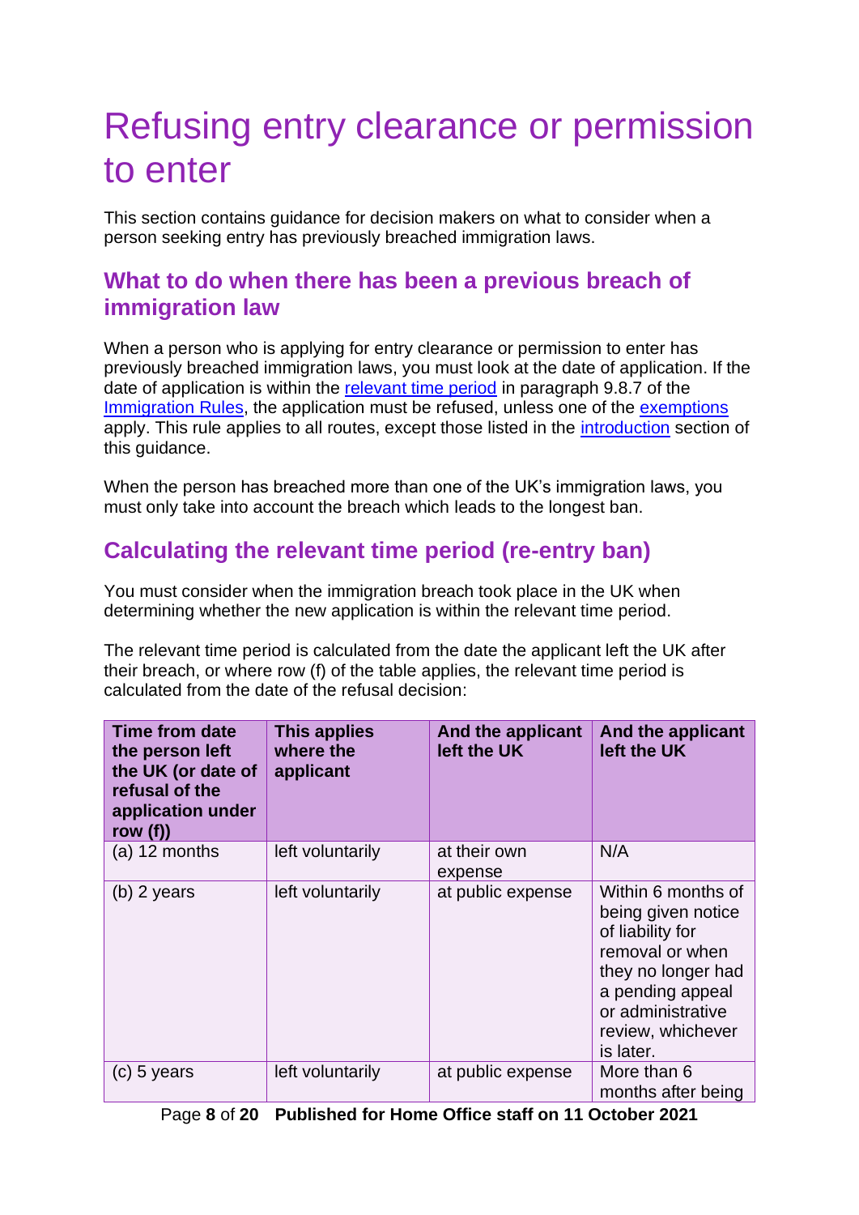# Refusing entry clearance or permission to enter

This section contains guidance for decision makers on what to consider when a person seeking entry has previously breached immigration laws.

## What to do when there has been a previous breach of immigration law

When a person who is applying for entry clearance or permission to enter has previously breached immigration laws, you must look at the date of application. If the date of application is within the relevant time period in paragraph 9.8.7 of the Immigration Rules, the application must be refused, unless one of the exemptions apply. This rule applies to all routes, except those listed in the introduction section of this guidance.

When the person has breached more than one of the UK's immigration laws, you must only take into account the breach which leads to the longest ban.

## Calculating the relevant time period (re-entry ban)

You must consider when the immigration breach took place in the UK when determining whether the new application is within the relevant time period.

The relevant time period is calculated from the date the applicant left the UK after their breach, or where row (f) of the table applies, the relevant time period is calculated from the date of the refusal decision:

| Time from date the person left the UK (or date of refusal of the application under row (f)) | This applies where the applicant | And the applicant left the UK | And the applicant left the UK |
|---|---|---|---|
| (a) 12 months | left voluntarily | at their own expense | N/A |
| (b) 2 years | left voluntarily | at public expense | Within 6 months of being given notice of liability for removal or when they no longer had a pending appeal or administrative review, whichever is later. |
| (c) 5 years | left voluntarily | at public expense | More than 6 months after being |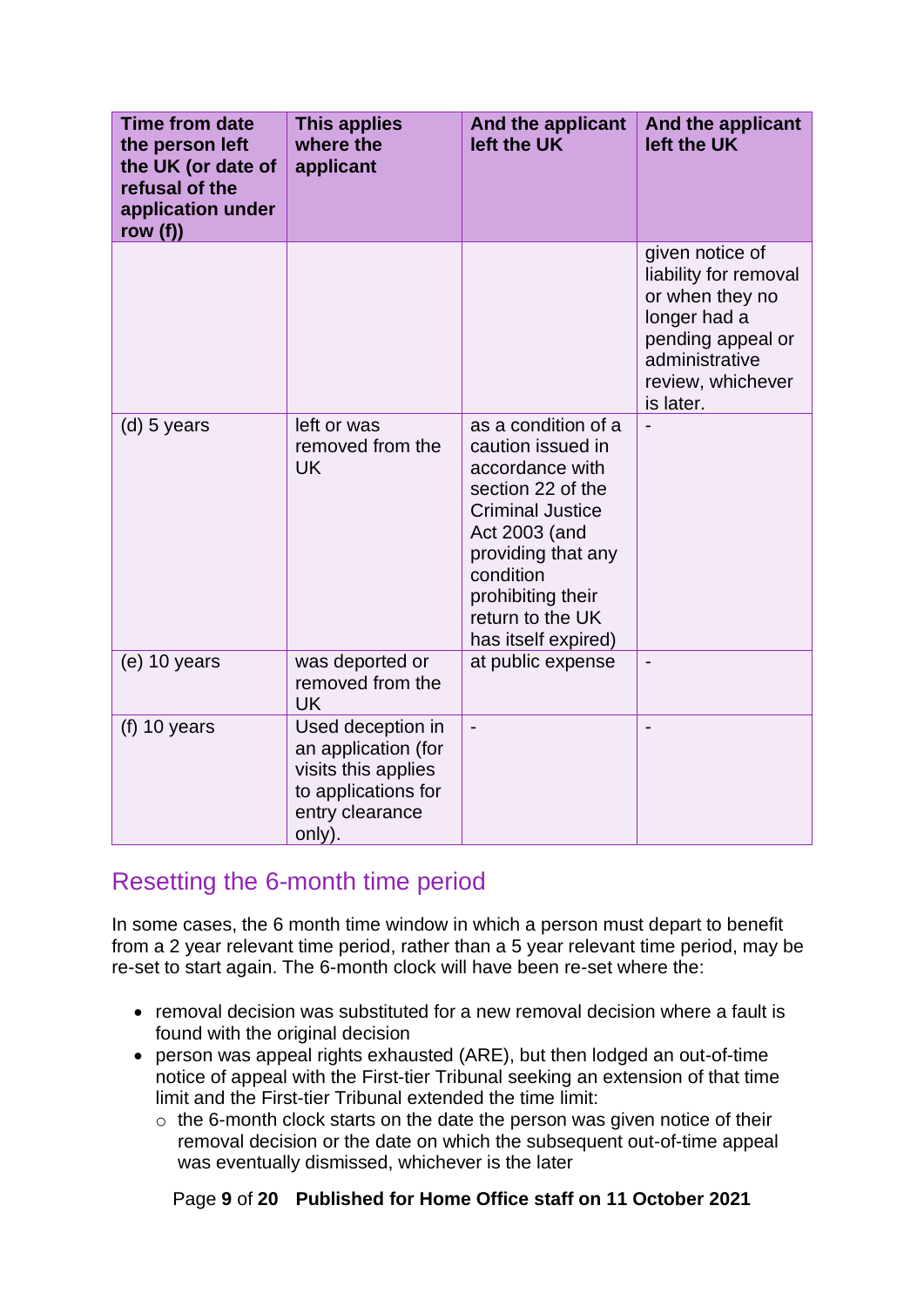| Time from date the person left the UK (or date of refusal of the application under row (f)) | This applies where the applicant | And the applicant left the UK | And the applicant left the UK |
|---|---|---|---|
| | | | given notice of liability for removal or when they no longer had a pending appeal or administrative review, whichever is later. |
| (d) 5 years | left or was removed from the UK | as a condition of a caution issued in accordance with section 22 of the Criminal Justice Act 2003 (and providing that any condition prohibiting their return to the UK has itself expired) | - |
| (e) 10 years | was deported or removed from the UK | at public expense | - |
| (f) 10 years | Used deception in an application (for visits this applies to applications for entry clearance only). | - | - |

## Resetting the 6-month time period

In some cases, the 6 month time window in which a person must depart to benefit from a 2 year relevant time period, rather than a 5 year relevant time period, may be re-set to start again. The 6-month clock will have been re-set where the:

- removal decision was substituted for a new removal decision where a fault is found with the original decision
- person was appeal rights exhausted (ARE), but then lodged an out-of-time notice of appeal with the First-tier Tribunal seeking an extension of that time limit and the First-tier Tribunal extended the time limit:
  - the 6-month clock starts on the date the person was given notice of their removal decision or the date on which the subsequent out-of-time appeal was eventually dismissed, whichever is the later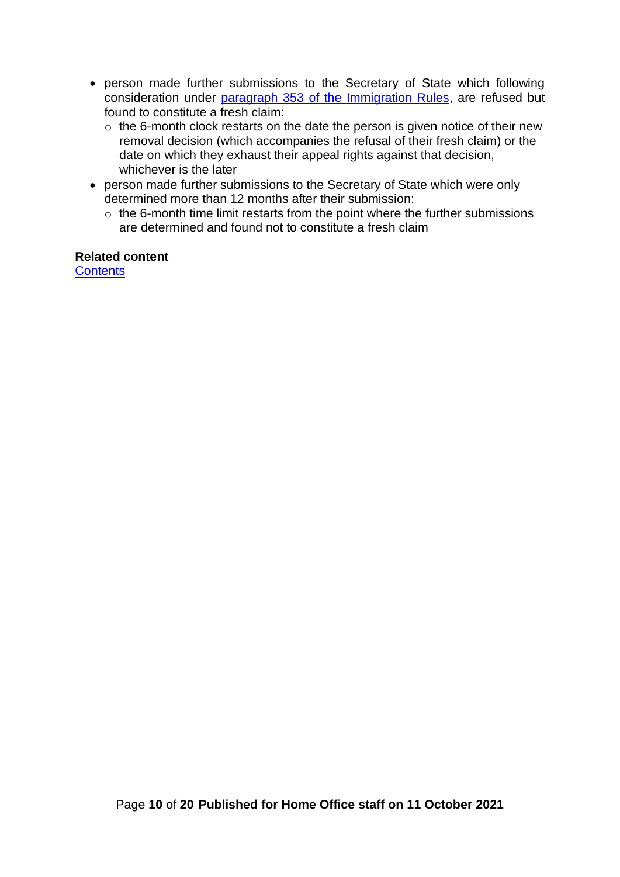- person made further submissions to the Secretary of State which following consideration under [paragraph 353 of the Immigration Rules](), are refused but found to constitute a fresh claim:
  - the 6-month clock restarts on the date the person is given notice of their new removal decision (which accompanies the refusal of their fresh claim) or the date on which they exhaust their appeal rights against that decision, whichever is the later
- person made further submissions to the Secretary of State which were only determined more than 12 months after their submission:
  - the 6-month time limit restarts from the point where the further submissions are determined and found not to constitute a fresh claim

**Related content**
[Contents]()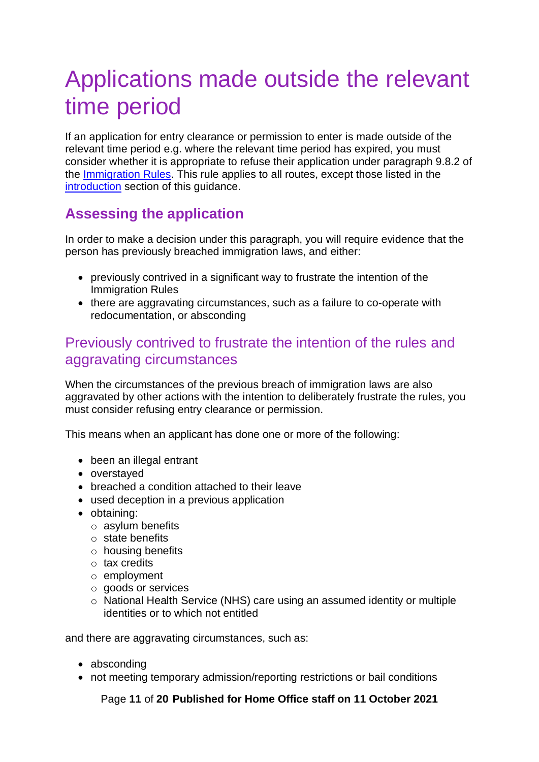# Applications made outside the relevant time period

If an application for entry clearance or permission to enter is made outside of the relevant time period e.g. where the relevant time period has expired, you must consider whether it is appropriate to refuse their application under paragraph 9.8.2 of the [Immigration Rules](). This rule applies to all routes, except those listed in the [introduction]() section of this guidance.

## Assessing the application

In order to make a decision under this paragraph, you will require evidence that the person has previously breached immigration laws, and either:

- previously contrived in a significant way to frustrate the intention of the Immigration Rules
- there are aggravating circumstances, such as a failure to co-operate with redocumentation, or absconding

### Previously contrived to frustrate the intention of the rules and aggravating circumstances

When the circumstances of the previous breach of immigration laws are also aggravated by other actions with the intention to deliberately frustrate the rules, you must consider refusing entry clearance or permission.

This means when an applicant has done one or more of the following:

- been an illegal entrant
- overstayed
- breached a condition attached to their leave
- used deception in a previous application
- obtaining:
  - asylum benefits
  - state benefits
  - housing benefits
  - tax credits
  - employment
  - goods or services
  - National Health Service (NHS) care using an assumed identity or multiple identities or to which not entitled

and there are aggravating circumstances, such as:

- absconding
- not meeting temporary admission/reporting restrictions or bail conditions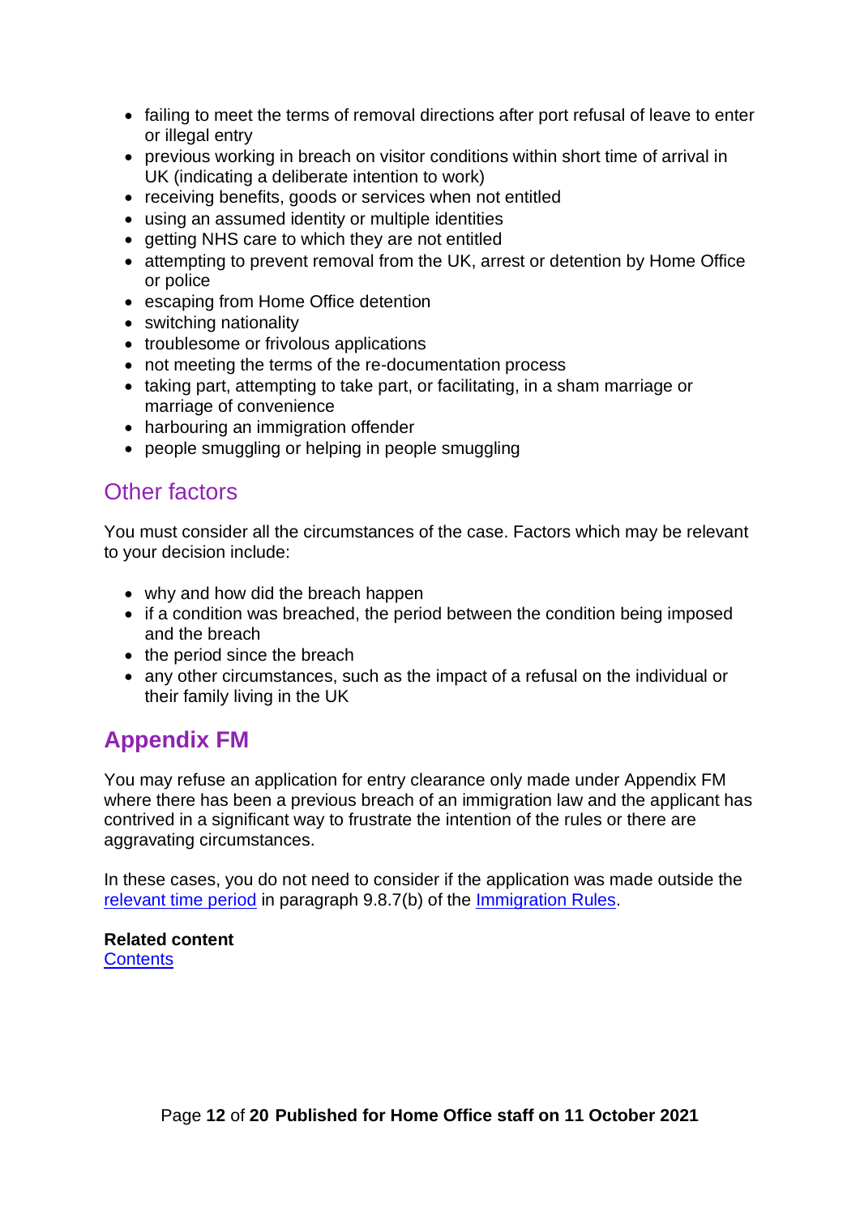- failing to meet the terms of removal directions after port refusal of leave to enter or illegal entry
- previous working in breach on visitor conditions within short time of arrival in UK (indicating a deliberate intention to work)
- receiving benefits, goods or services when not entitled
- using an assumed identity or multiple identities
- getting NHS care to which they are not entitled
- attempting to prevent removal from the UK, arrest or detention by Home Office or police
- escaping from Home Office detention
- switching nationality
- troublesome or frivolous applications
- not meeting the terms of the re-documentation process
- taking part, attempting to take part, or facilitating, in a sham marriage or marriage of convenience
- harbouring an immigration offender
- people smuggling or helping in people smuggling

## Other factors

You must consider all the circumstances of the case. Factors which may be relevant to your decision include:

- why and how did the breach happen
- if a condition was breached, the period between the condition being imposed and the breach
- the period since the breach
- any other circumstances, such as the impact of a refusal on the individual or their family living in the UK

# Appendix FM

You may refuse an application for entry clearance only made under Appendix FM where there has been a previous breach of an immigration law and the applicant has contrived in a significant way to frustrate the intention of the rules or there are aggravating circumstances.

In these cases, you do not need to consider if the application was made outside the relevant time period in paragraph 9.8.7(b) of the Immigration Rules.

**Related content**
Contents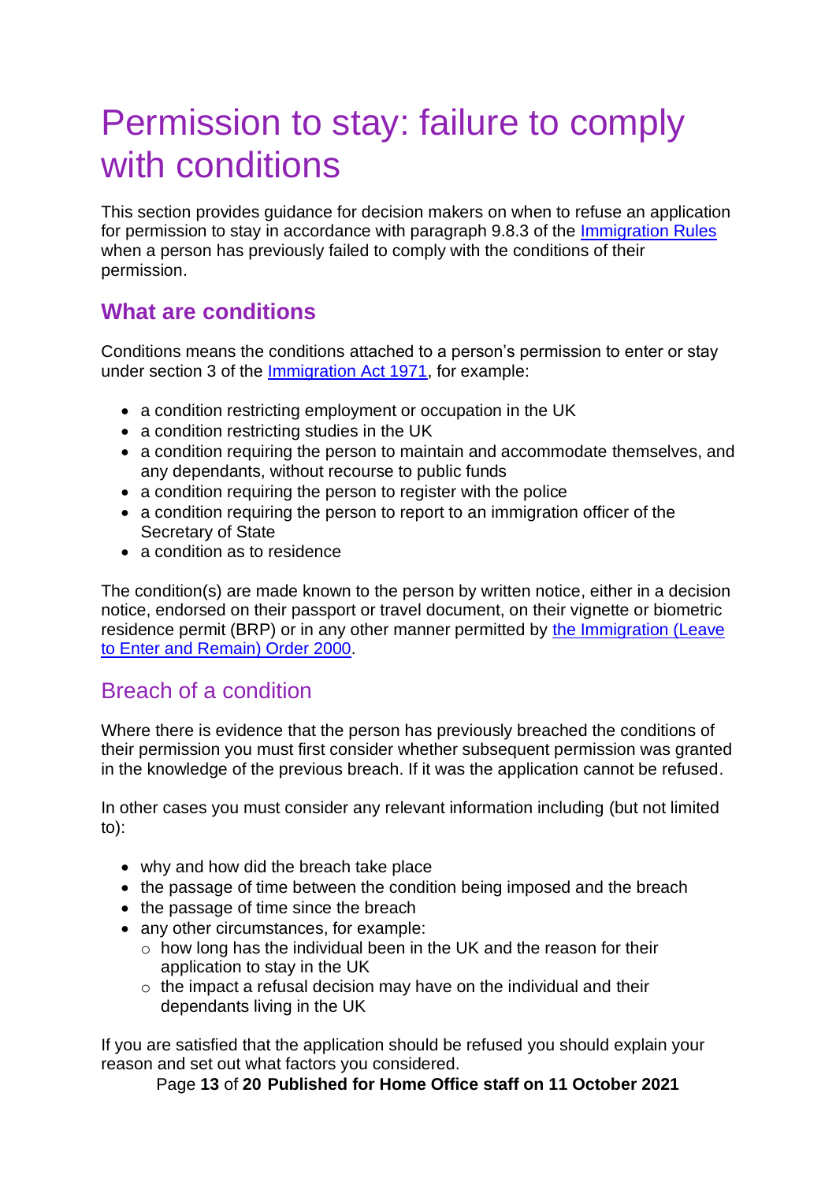# Permission to stay: failure to comply with conditions

This section provides guidance for decision makers on when to refuse an application for permission to stay in accordance with paragraph 9.8.3 of the Immigration Rules when a person has previously failed to comply with the conditions of their permission.

## What are conditions

Conditions means the conditions attached to a person's permission to enter or stay under section 3 of the Immigration Act 1971, for example:

- a condition restricting employment or occupation in the UK
- a condition restricting studies in the UK
- a condition requiring the person to maintain and accommodate themselves, and any dependants, without recourse to public funds
- a condition requiring the person to register with the police
- a condition requiring the person to report to an immigration officer of the Secretary of State
- a condition as to residence

The condition(s) are made known to the person by written notice, either in a decision notice, endorsed on their passport or travel document, on their vignette or biometric residence permit (BRP) or in any other manner permitted by the Immigration (Leave to Enter and Remain) Order 2000.

## Breach of a condition

Where there is evidence that the person has previously breached the conditions of their permission you must first consider whether subsequent permission was granted in the knowledge of the previous breach. If it was the application cannot be refused.

In other cases you must consider any relevant information including (but not limited to):

- why and how did the breach take place
- the passage of time between the condition being imposed and the breach
- the passage of time since the breach
- any other circumstances, for example:
  - how long has the individual been in the UK and the reason for their application to stay in the UK
  - the impact a refusal decision may have on the individual and their dependants living in the UK

If you are satisfied that the application should be refused you should explain your reason and set out what factors you considered.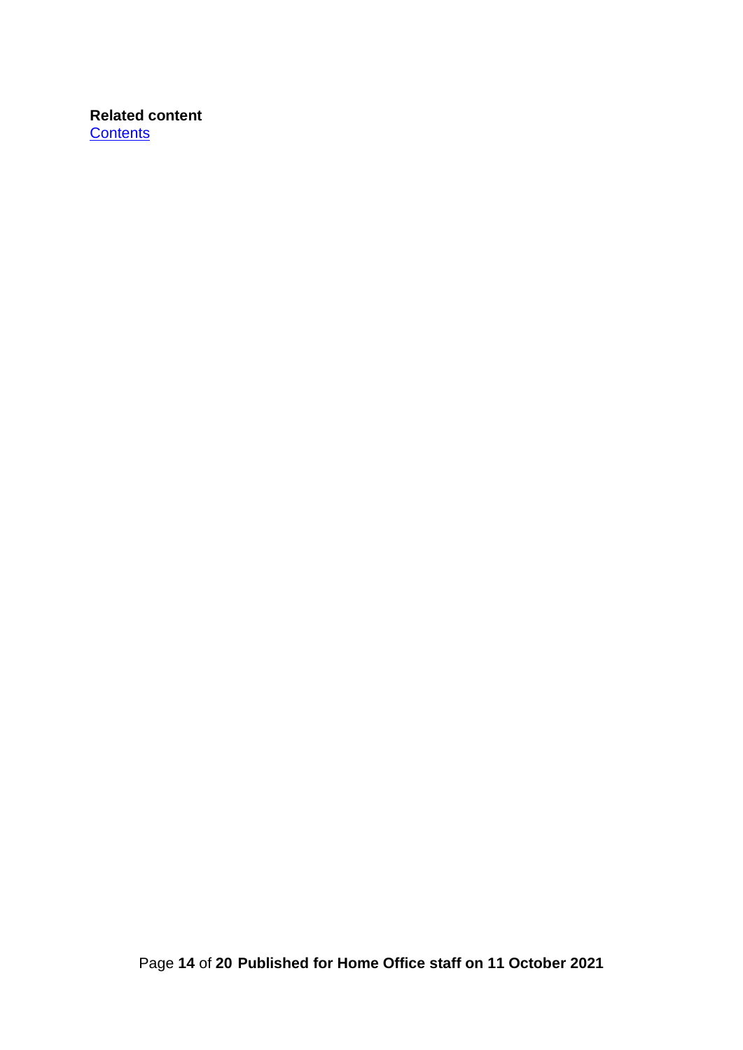**Related content**
[Contents]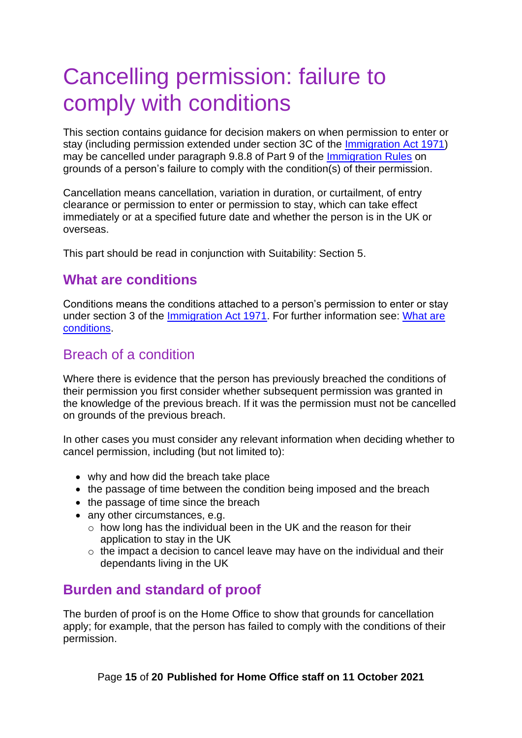# Cancelling permission: failure to comply with conditions

This section contains guidance for decision makers on when permission to enter or stay (including permission extended under section 3C of the [Immigration Act 1971](#)) may be cancelled under paragraph 9.8.8 of Part 9 of the [Immigration Rules](#) on grounds of a person's failure to comply with the condition(s) of their permission.

Cancellation means cancellation, variation in duration, or curtailment, of entry clearance or permission to enter or permission to stay, which can take effect immediately or at a specified future date and whether the person is in the UK or overseas.

This part should be read in conjunction with Suitability: Section 5.

## What are conditions

Conditions means the conditions attached to a person's permission to enter or stay under section 3 of the [Immigration Act 1971](#). For further information see: [What are conditions](#).

### Breach of a condition

Where there is evidence that the person has previously breached the conditions of their permission you first consider whether subsequent permission was granted in the knowledge of the previous breach. If it was the permission must not be cancelled on grounds of the previous breach.

In other cases you must consider any relevant information when deciding whether to cancel permission, including (but not limited to):

- why and how did the breach take place
- the passage of time between the condition being imposed and the breach
- the passage of time since the breach
- any other circumstances, e.g.
  - how long has the individual been in the UK and the reason for their application to stay in the UK
  - the impact a decision to cancel leave may have on the individual and their dependants living in the UK

## Burden and standard of proof

The burden of proof is on the Home Office to show that grounds for cancellation apply; for example, that the person has failed to comply with the conditions of their permission.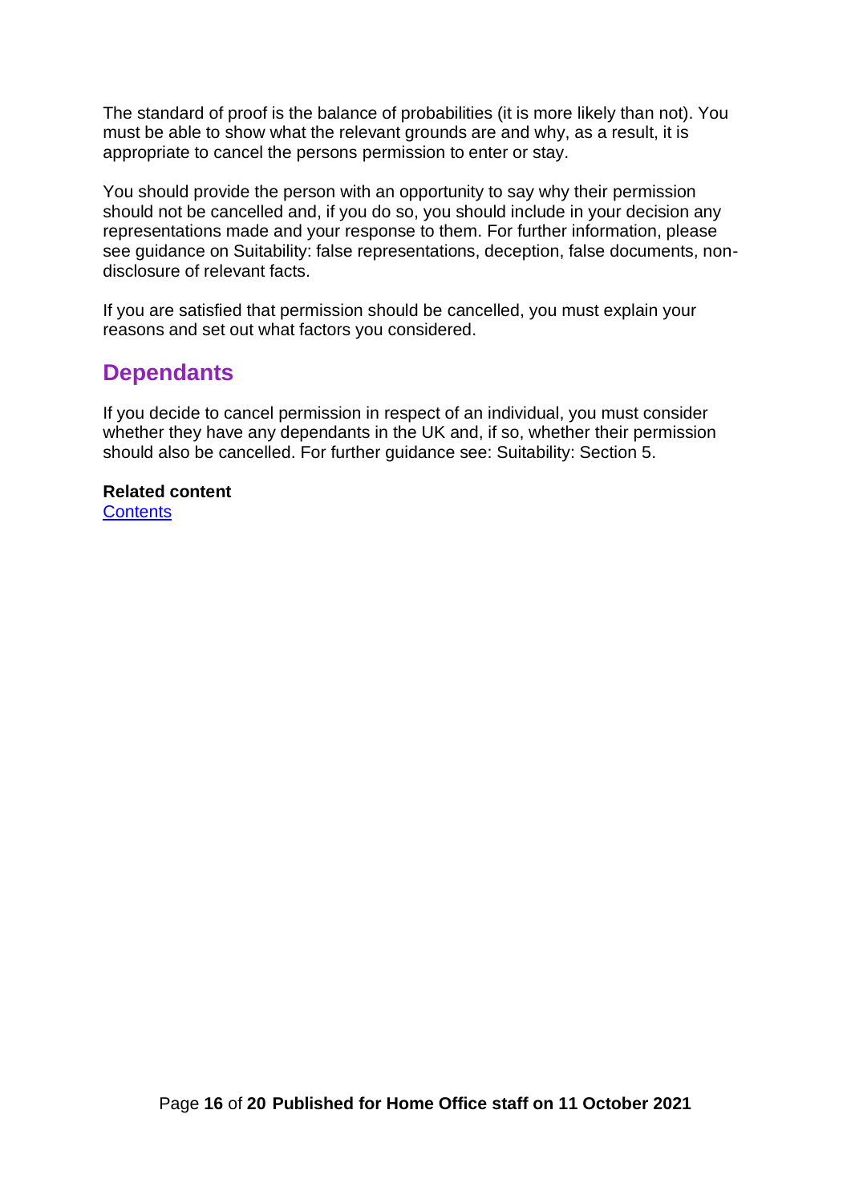The standard of proof is the balance of probabilities (it is more likely than not). You must be able to show what the relevant grounds are and why, as a result, it is appropriate to cancel the persons permission to enter or stay.

You should provide the person with an opportunity to say why their permission should not be cancelled and, if you do so, you should include in your decision any representations made and your response to them. For further information, please see guidance on Suitability: false representations, deception, false documents, non-disclosure of relevant facts.

If you are satisfied that permission should be cancelled, you must explain your reasons and set out what factors you considered.

## Dependants

If you decide to cancel permission in respect of an individual, you must consider whether they have any dependants in the UK and, if so, whether their permission should also be cancelled. For further guidance see: Suitability: Section 5.

**Related content**
Contents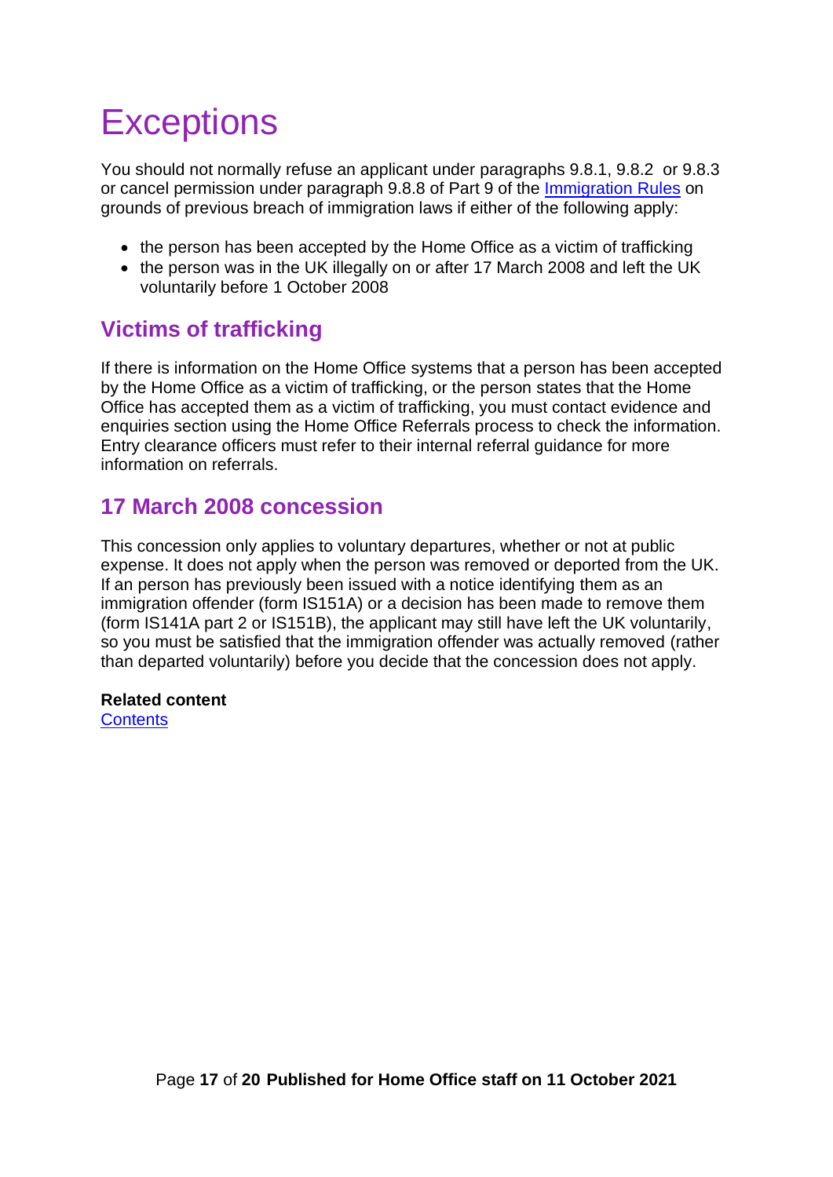# Exceptions

You should not normally refuse an applicant under paragraphs 9.8.1, 9.8.2 or 9.8.3 or cancel permission under paragraph 9.8.8 of Part 9 of the [Immigration Rules](#) on grounds of previous breach of immigration laws if either of the following apply:

- the person has been accepted by the Home Office as a victim of trafficking
- the person was in the UK illegally on or after 17 March 2008 and left the UK voluntarily before 1 October 2008

## Victims of trafficking

If there is information on the Home Office systems that a person has been accepted by the Home Office as a victim of trafficking, or the person states that the Home Office has accepted them as a victim of trafficking, you must contact evidence and enquiries section using the Home Office Referrals process to check the information. Entry clearance officers must refer to their internal referral guidance for more information on referrals.

## 17 March 2008 concession

This concession only applies to voluntary departures, whether or not at public expense. It does not apply when the person was removed or deported from the UK. If an person has previously been issued with a notice identifying them as an immigration offender (form IS151A) or a decision has been made to remove them (form IS141A part 2 or IS151B), the applicant may still have left the UK voluntarily, so you must be satisfied that the immigration offender was actually removed (rather than departed voluntarily) before you decide that the concession does not apply.

**Related content**
[Contents](#)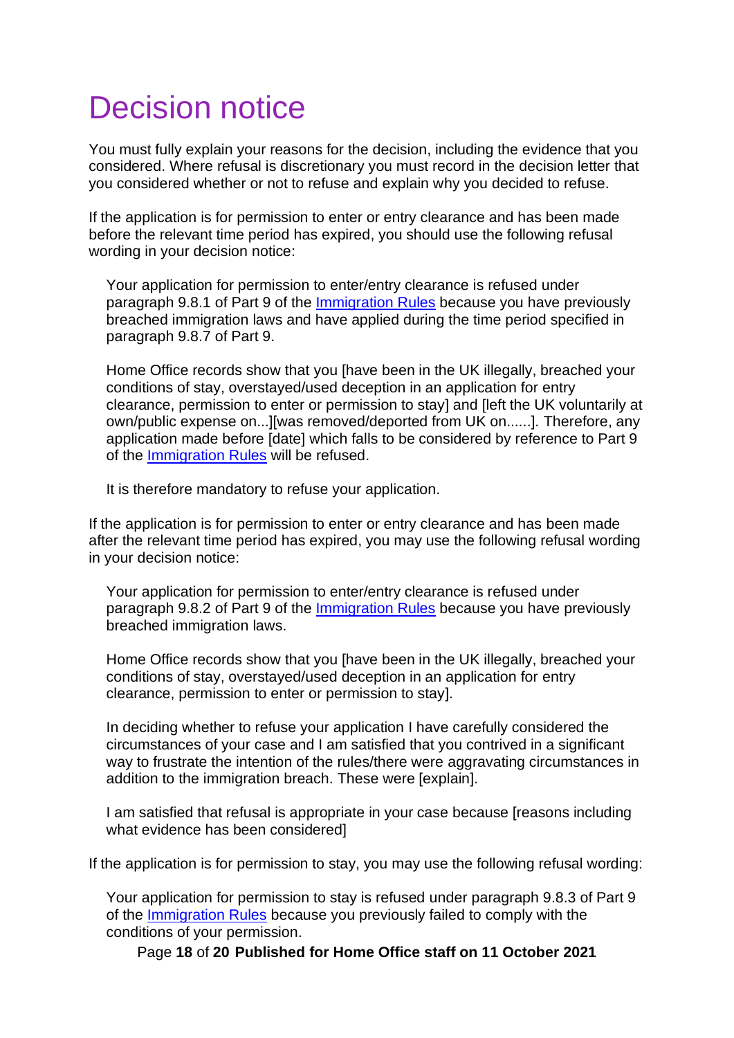# Decision notice

You must fully explain your reasons for the decision, including the evidence that you considered. Where refusal is discretionary you must record in the decision letter that you considered whether or not to refuse and explain why you decided to refuse.

If the application is for permission to enter or entry clearance and has been made before the relevant time period has expired, you should use the following refusal wording in your decision notice:

> Your application for permission to enter/entry clearance is refused under paragraph 9.8.1 of Part 9 of the Immigration Rules because you have previously breached immigration laws and have applied during the time period specified in paragraph 9.8.7 of Part 9.
>
> Home Office records show that you [have been in the UK illegally, breached your conditions of stay, overstayed/used deception in an application for entry clearance, permission to enter or permission to stay] and [left the UK voluntarily at own/public expense on...][was removed/deported from UK on......]. Therefore, any application made before [date] which falls to be considered by reference to Part 9 of the Immigration Rules will be refused.
>
> It is therefore mandatory to refuse your application.

If the application is for permission to enter or entry clearance and has been made after the relevant time period has expired, you may use the following refusal wording in your decision notice:

> Your application for permission to enter/entry clearance is refused under paragraph 9.8.2 of Part 9 of the Immigration Rules because you have previously breached immigration laws.
>
> Home Office records show that you [have been in the UK illegally, breached your conditions of stay, overstayed/used deception in an application for entry clearance, permission to enter or permission to stay].
>
> In deciding whether to refuse your application I have carefully considered the circumstances of your case and I am satisfied that you contrived in a significant way to frustrate the intention of the rules/there were aggravating circumstances in addition to the immigration breach. These were [explain].
>
> I am satisfied that refusal is appropriate in your case because [reasons including what evidence has been considered]

If the application is for permission to stay, you may use the following refusal wording:

> Your application for permission to stay is refused under paragraph 9.8.3 of Part 9 of the Immigration Rules because you previously failed to comply with the conditions of your permission.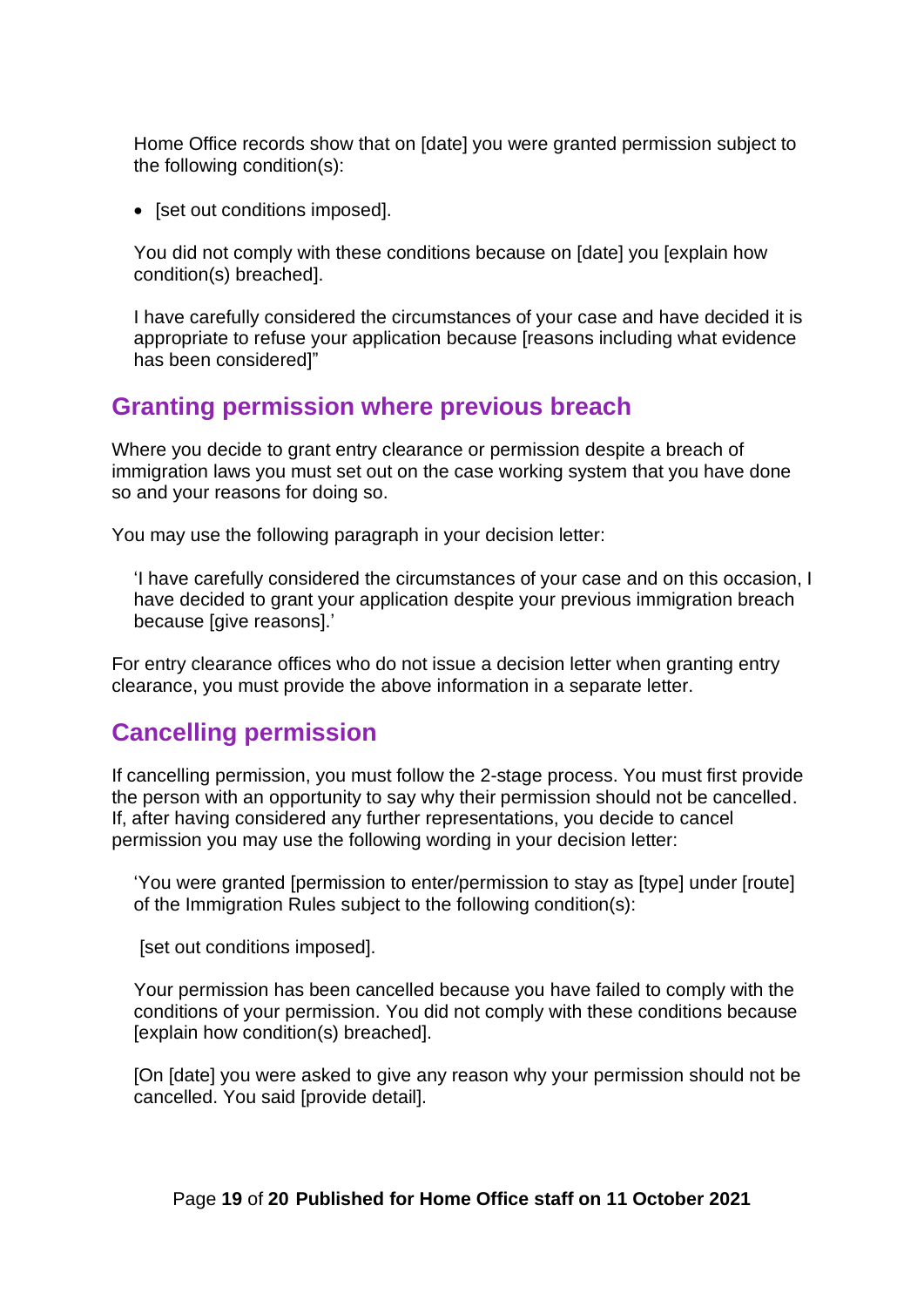Home Office records show that on [date] you were granted permission subject to the following condition(s):

- [set out conditions imposed].

You did not comply with these conditions because on [date] you [explain how condition(s) breached].

I have carefully considered the circumstances of your case and have decided it is appropriate to refuse your application because [reasons including what evidence has been considered]"

## Granting permission where previous breach

Where you decide to grant entry clearance or permission despite a breach of immigration laws you must set out on the case working system that you have done so and your reasons for doing so.

You may use the following paragraph in your decision letter:

'I have carefully considered the circumstances of your case and on this occasion, I have decided to grant your application despite your previous immigration breach because [give reasons].'

For entry clearance offices who do not issue a decision letter when granting entry clearance, you must provide the above information in a separate letter.

## Cancelling permission

If cancelling permission, you must follow the 2-stage process. You must first provide the person with an opportunity to say why their permission should not be cancelled. If, after having considered any further representations, you decide to cancel permission you may use the following wording in your decision letter:

'You were granted [permission to enter/permission to stay as [type] under [route] of the Immigration Rules subject to the following condition(s):

[set out conditions imposed].

Your permission has been cancelled because you have failed to comply with the conditions of your permission. You did not comply with these conditions because [explain how condition(s) breached].

[On [date] you were asked to give any reason why your permission should not be cancelled. You said [provide detail].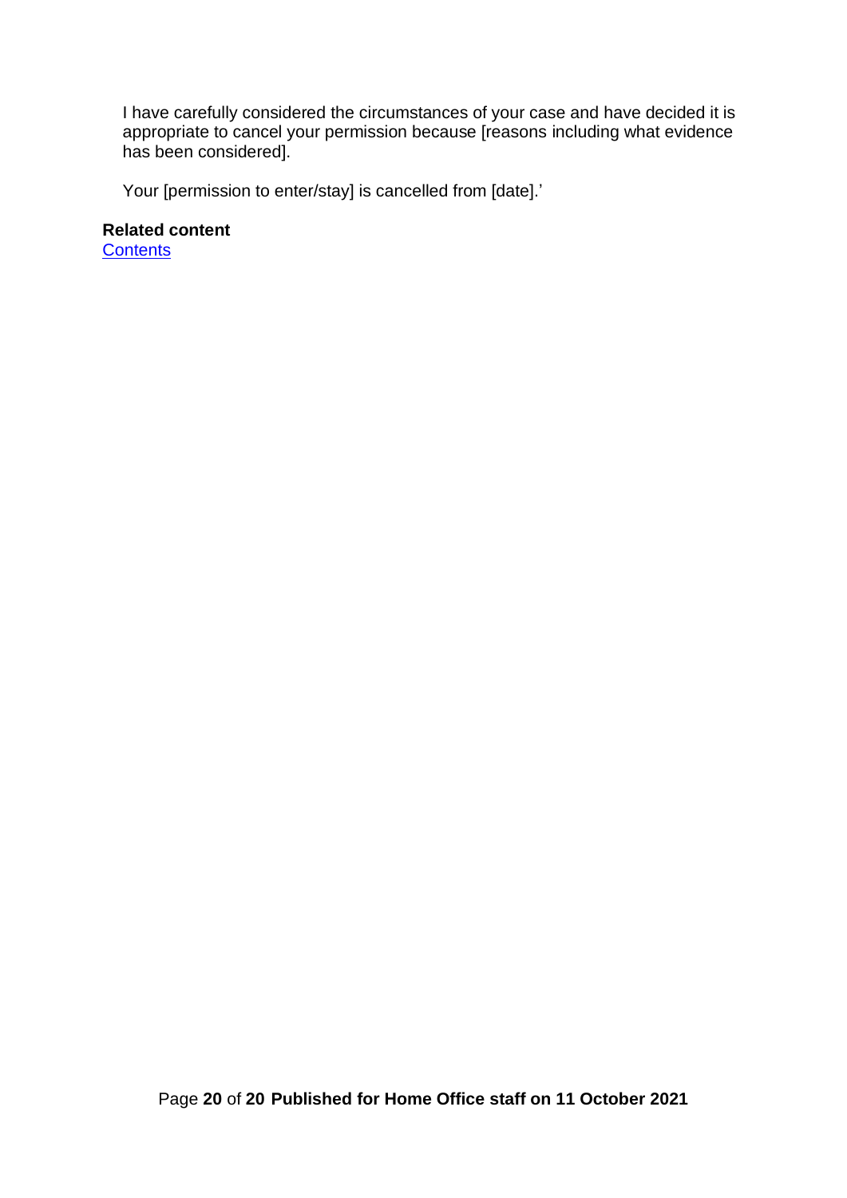I have carefully considered the circumstances of your case and have decided it is appropriate to cancel your permission because [reasons including what evidence has been considered].

Your [permission to enter/stay] is cancelled from [date].'

**Related content**
Contents